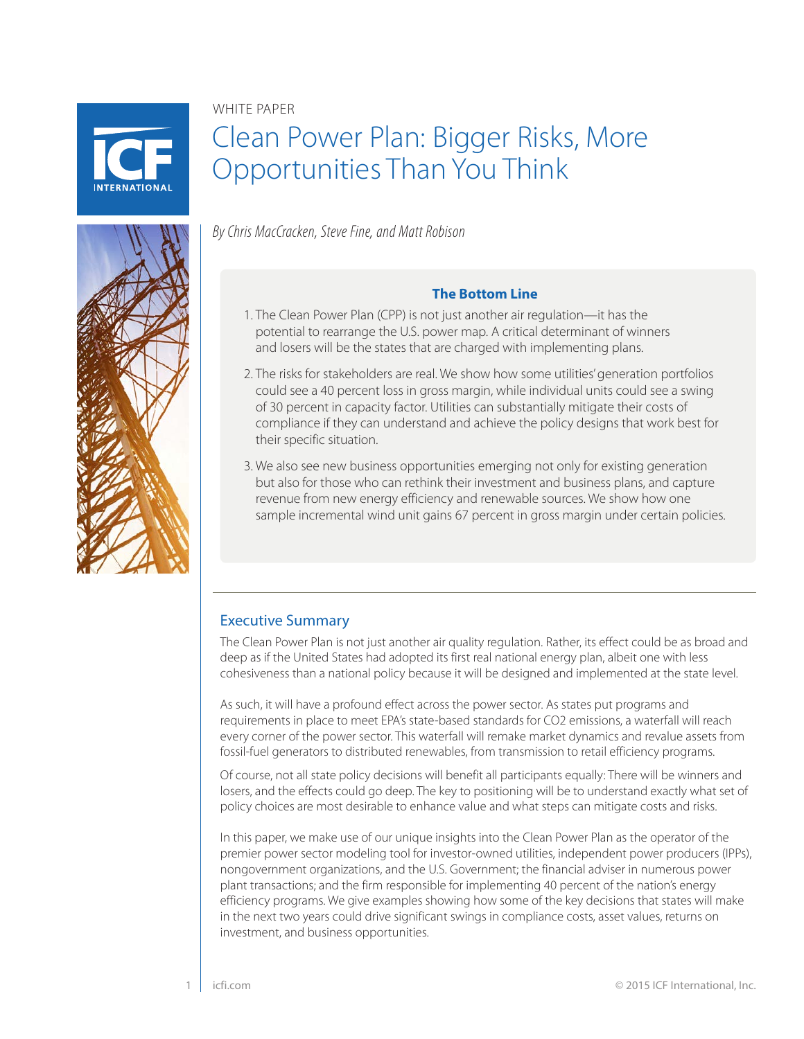WHITE PAPER

# Clean Power Plan: Bigger Risks, More Opportunities Than You Think

*By Chris MacCracken, Steve Fine, and Matt Robison*

**The Bottom Line**

1. The Clean Power Plan (CPP) is not just another air regulation—it has the potential to rearrange the U.S. power map. A critical determinant of winners and losers will be the states that are charged with implementing plans.
2. The risks for stakeholders are real. We show how some utilities' generation portfolios could see a 40 percent loss in gross margin, while individual units could see a swing of 30 percent in capacity factor. Utilities can substantially mitigate their costs of compliance if they can understand and achieve the policy designs that work best for their specific situation.
3. We also see new business opportunities emerging not only for existing generation but also for those who can rethink their investment and business plans, and capture revenue from new energy efficiency and renewable sources. We show how one sample incremental wind unit gains 67 percent in gross margin under certain policies.

## Executive Summary

The Clean Power Plan is not just another air quality regulation. Rather, its effect could be as broad and deep as if the United States had adopted its first real national energy plan, albeit one with less cohesiveness than a national policy because it will be designed and implemented at the state level.

As such, it will have a profound effect across the power sector. As states put programs and requirements in place to meet EPA's state-based standards for $CO_2$ emissions, a waterfall will reach every corner of the power sector. This waterfall will remake market dynamics and revalue assets from fossil-fuel generators to distributed renewables, from transmission to retail efficiency programs.

Of course, not all state policy decisions will benefit all participants equally: There will be winners and losers, and the effects could go deep. The key to positioning will be to understand exactly what set of policy choices are most desirable to enhance value and what steps can mitigate costs and risks.

In this paper, we make use of our unique insights into the Clean Power Plan as the operator of the premier power sector modeling tool for investor-owned utilities, independent power producers (IPPs), nongovernment organizations, and the U.S. Government; the financial adviser in numerous power plant transactions; and the firm responsible for implementing 40 percent of the nation's energy efficiency programs. We give examples showing how some of the key decisions that states will make in the next two years could drive significant swings in compliance costs, asset values, returns on investment, and business opportunities.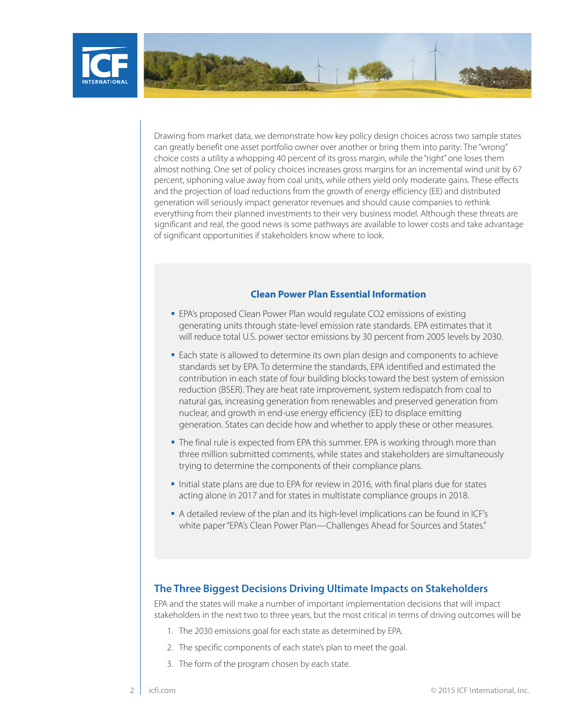Drawing from market data, we demonstrate how key policy design choices across two sample states can greatly benefit one asset portfolio owner over another or bring them into parity: The "wrong" choice costs a utility a whopping 40 percent of its gross margin, while the "right" one loses them almost nothing. One set of policy choices increases gross margins for an incremental wind unit by 67 percent, siphoning value away from coal units, while others yield only moderate gains. These effects and the projection of load reductions from the growth of energy efficiency (EE) and distributed generation will seriously impact generator revenues and should cause companies to rethink everything from their planned investments to their very business model. Although these threats are significant and real, the good news is some pathways are available to lower costs and take advantage of significant opportunities if stakeholders know where to look.

### Clean Power Plan Essential Information

- EPA's proposed Clean Power Plan would regulate $CO_2$ emissions of existing generating units through state-level emission rate standards. EPA estimates that it will reduce total U.S. power sector emissions by 30 percent from 2005 levels by 2030.
- Each state is allowed to determine its own plan design and components to achieve standards set by EPA. To determine the standards, EPA identified and estimated the contribution in each state of four building blocks toward the best system of emission reduction (BSER). They are heat rate improvement, system redispatch from coal to natural gas, increasing generation from renewables and preserved generation from nuclear, and growth in end-use energy efficiency (EE) to displace emitting generation. States can decide how and whether to apply these or other measures.
- The final rule is expected from EPA this summer. EPA is working through more than three million submitted comments, while states and stakeholders are simultaneously trying to determine the components of their compliance plans.
- Initial state plans are due to EPA for review in 2016, with final plans due for states acting alone in 2017 and for states in multistate compliance groups in 2018.
- A detailed review of the plan and its high-level implications can be found in ICF's white paper "EPA's Clean Power Plan—Challenges Ahead for Sources and States."

## The Three Biggest Decisions Driving Ultimate Impacts on Stakeholders

EPA and the states will make a number of important implementation decisions that will impact stakeholders in the next two to three years, but the most critical in terms of driving outcomes will be

1. The 2030 emissions goal for each state as determined by EPA.
2. The specific components of each state's plan to meet the goal.
3. The form of the program chosen by each state.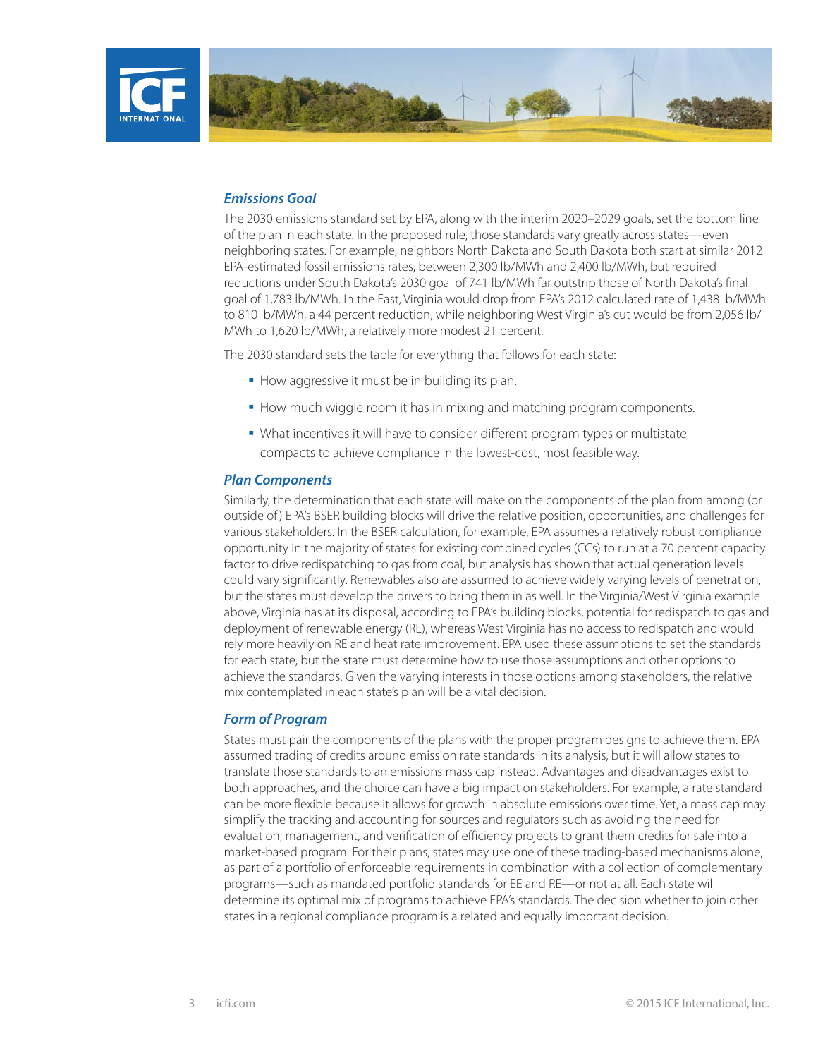### *Emissions Goal*

The 2030 emissions standard set by EPA, along with the interim 2020–2029 goals, set the bottom line of the plan in each state. In the proposed rule, those standards vary greatly across states—even neighboring states. For example, neighbors North Dakota and South Dakota both start at similar 2012 EPA-estimated fossil emissions rates, between 2,300 lb/MWh and 2,400 lb/MWh, but required reductions under South Dakota's 2030 goal of 741 lb/MWh far outstrip those of North Dakota's final goal of 1,783 lb/MWh. In the East, Virginia would drop from EPA's 2012 calculated rate of 1,438 lb/MWh to 810 lb/MWh, a 44 percent reduction, while neighboring West Virginia's cut would be from 2,056 lb/MWh to 1,620 lb/MWh, a relatively more modest 21 percent.

The 2030 standard sets the table for everything that follows for each state:

- How aggressive it must be in building its plan.
- How much wiggle room it has in mixing and matching program components.
- What incentives it will have to consider different program types or multistate compacts to achieve compliance in the lowest-cost, most feasible way.

### *Plan Components*

Similarly, the determination that each state will make on the components of the plan from among (or outside of) EPA's BSER building blocks will drive the relative position, opportunities, and challenges for various stakeholders. In the BSER calculation, for example, EPA assumes a relatively robust compliance opportunity in the majority of states for existing combined cycles (CCs) to run at a 70 percent capacity factor to drive redispatching to gas from coal, but analysis has shown that actual generation levels could vary significantly. Renewables also are assumed to achieve widely varying levels of penetration, but the states must develop the drivers to bring them in as well. In the Virginia/West Virginia example above, Virginia has at its disposal, according to EPA's building blocks, potential for redispatch to gas and deployment of renewable energy (RE), whereas West Virginia has no access to redispatch and would rely more heavily on RE and heat rate improvement. EPA used these assumptions to set the standards for each state, but the state must determine how to use those assumptions and other options to achieve the standards. Given the varying interests in those options among stakeholders, the relative mix contemplated in each state's plan will be a vital decision.

### *Form of Program*

States must pair the components of the plans with the proper program designs to achieve them. EPA assumed trading of credits around emission rate standards in its analysis, but it will allow states to translate those standards to an emissions mass cap instead. Advantages and disadvantages exist to both approaches, and the choice can have a big impact on stakeholders. For example, a rate standard can be more flexible because it allows for growth in absolute emissions over time. Yet, a mass cap may simplify the tracking and accounting for sources and regulators such as avoiding the need for evaluation, management, and verification of efficiency projects to grant them credits for sale into a market-based program. For their plans, states may use one of these trading-based mechanisms alone, as part of a portfolio of enforceable requirements in combination with a collection of complementary programs—such as mandated portfolio standards for EE and RE—or not at all. Each state will determine its optimal mix of programs to achieve EPA's standards. The decision whether to join other states in a regional compliance program is a related and equally important decision.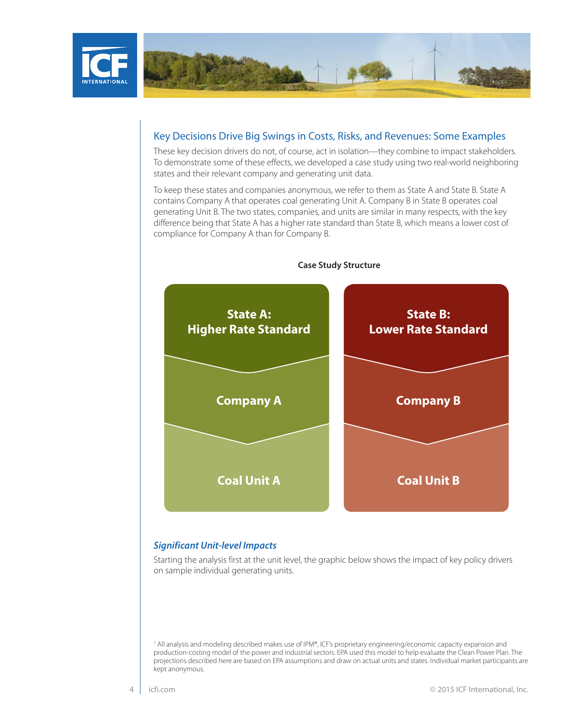## Key Decisions Drive Big Swings in Costs, Risks, and Revenues: Some Examples

These key decision drivers do not, of course, act in isolation—they combine to impact stakeholders. To demonstrate some of these effects, we developed a case study using two real-world neighboring states and their relevant company and generating unit data.

To keep these states and companies anonymous, we refer to them as State A and State B. State A contains Company A that operates coal generating Unit A. Company B in State B operates coal generating Unit B. The two states, companies, and units are similar in many respects, with the key difference being that State A has a higher rate standard than State B, which means a lower cost of compliance for Company A than for Company B.

**Case Study Structure**

| State A: Higher Rate Standard | State B: Lower Rate Standard |
| --- | --- |
| Company A | Company B |
| Coal Unit A | Coal Unit B |

### *Significant Unit-level Impacts*

Starting the analysis first at the unit level, the graphic below shows the impact of key policy drivers on sample individual generating units.

[1] All analysis and modeling described makes use of IPM®, ICF's proprietary engineering/economic capacity expansion and production-costing model of the power and industrial sectors. EPA used this model to help evaluate the Clean Power Plan. The projections described here are based on EPA assumptions and draw on actual units and states. Individual market participants are kept anonymous.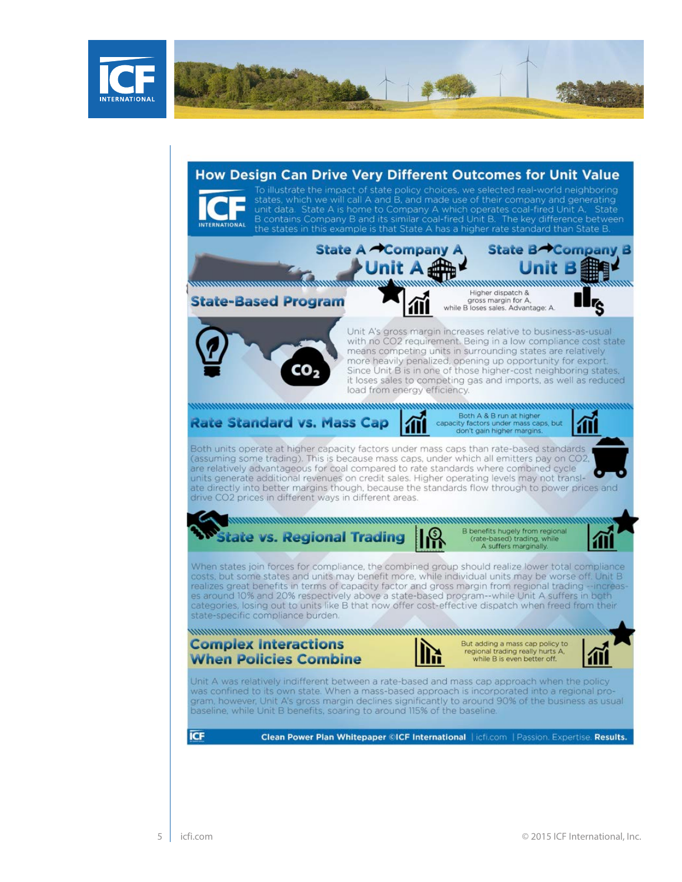## How Design Can Drive Very Different Outcomes for Unit Value

To illustrate the impact of state policy choices, we selected real-world neighboring states, which we will call A and B, and made use of their company and generating unit data. State A is home to Company A which operates coal-fired Unit A. State B contains Company B and its similar coal-fired Unit B. The key difference between the states in this example is that State A has a higher rate standard than State B.

**State A → Company A → Unit A** | **State B → Company B → Unit B**

### State-Based Program

Higher dispatch & gross margin for A, while B loses sales. Advantage: A.

Unit A's gross margin increases relative to business-as-usual with no $CO_2$ requirement. Being in a low compliance cost state means competing units in surrounding states are relatively more heavily penalized, opening up opportunity for export. Since Unit B is in one of those higher-cost neighboring states, it loses sales to competing gas and imports, as well as reduced load from energy efficiency.

### Rate Standard vs. Mass Cap

Both A & B run at higher capacity factors under mass caps, but don't gain higher margins.

Both units operate at higher capacity factors under mass caps than rate-based standards (assuming some trading). This is because mass caps, under which all emitters pay on $CO_2$, are relatively advantageous for coal compared to rate standards where combined cycle units generate additional revenues on credit sales. Higher operating levels may not translate directly into better margins though, because the standards flow through to power prices and drive $CO_2$ prices in different ways in different areas.

### State vs. Regional Trading

B benefits hugely from regional (rate-based) trading, while A suffers marginally.

When states join forces for compliance, the combined group should realize lower total compliance costs, but some states and units may benefit more, while individual units may be worse off. Unit B realizes great benefits in terms of capacity factor and gross margin from regional trading --increases around 10% and 20% respectively above a state-based program--while Unit A suffers in both categories, losing out to units like B that now offer cost-effective dispatch when freed from their state-specific compliance burden.

### Complex Interactions When Policies Combine

But adding a mass cap policy to regional trading really hurts A, while B is even better off.

Unit A was relatively indifferent between a rate-based and mass cap approach when the policy was confined to its own state. When a mass-based approach is incorporated into a regional program, however, Unit A's gross margin declines significantly to around 90% of the business as usual baseline, while Unit B benefits, soaring to around 115% of the baseline.

Clean Power Plan Whitepaper ©ICF International | icfi.com | Passion. Expertise. **Results.**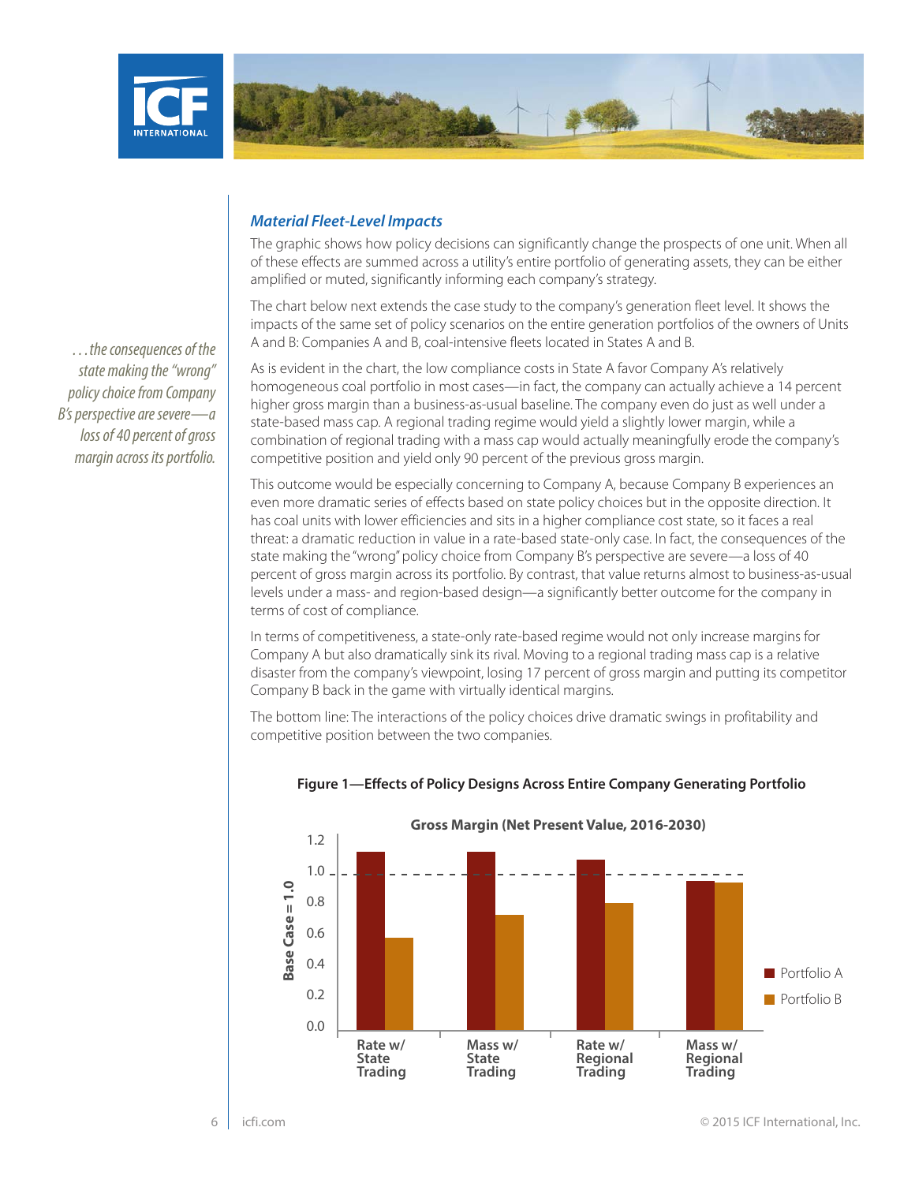### *Material Fleet-Level Impacts*

The graphic shows how policy decisions can significantly change the prospects of one unit. When all of these effects are summed across a utility's entire portfolio of generating assets, they can be either amplified or muted, significantly informing each company's strategy.

The chart below next extends the case study to the company's generation fleet level. It shows the impacts of the same set of policy scenarios on the entire generation portfolios of the owners of Units A and B: Companies A and B, coal-intensive fleets located in States A and B.

*. . . the consequences of the state making the "wrong" policy choice from Company B's perspective are severe—a loss of 40 percent of gross margin across its portfolio.*

As is evident in the chart, the low compliance costs in State A favor Company A's relatively homogeneous coal portfolio in most cases—in fact, the company can actually achieve a 14 percent higher gross margin than a business-as-usual baseline. The company even do just as well under a state-based mass cap. A regional trading regime would yield a slightly lower margin, while a combination of regional trading with a mass cap would actually meaningfully erode the company's competitive position and yield only 90 percent of the previous gross margin.

This outcome would be especially concerning to Company A, because Company B experiences an even more dramatic series of effects based on state policy choices but in the opposite direction. It has coal units with lower efficiencies and sits in a higher compliance cost state, so it faces a real threat: a dramatic reduction in value in a rate-based state-only case. In fact, the consequences of the state making the "wrong" policy choice from Company B's perspective are severe—a loss of 40 percent of gross margin across its portfolio. By contrast, that value returns almost to business-as-usual levels under a mass- and region-based design—a significantly better outcome for the company in terms of cost of compliance.

In terms of competitiveness, a state-only rate-based regime would not only increase margins for Company A but also dramatically sink its rival. Moving to a regional trading mass cap is a relative disaster from the company's viewpoint, losing 17 percent of gross margin and putting its competitor Company B back in the game with virtually identical margins.

The bottom line: The interactions of the policy choices drive dramatic swings in profitability and competitive position between the two companies.

**Figure 1—Effects of Policy Designs Across Entire Company Generating Portfolio**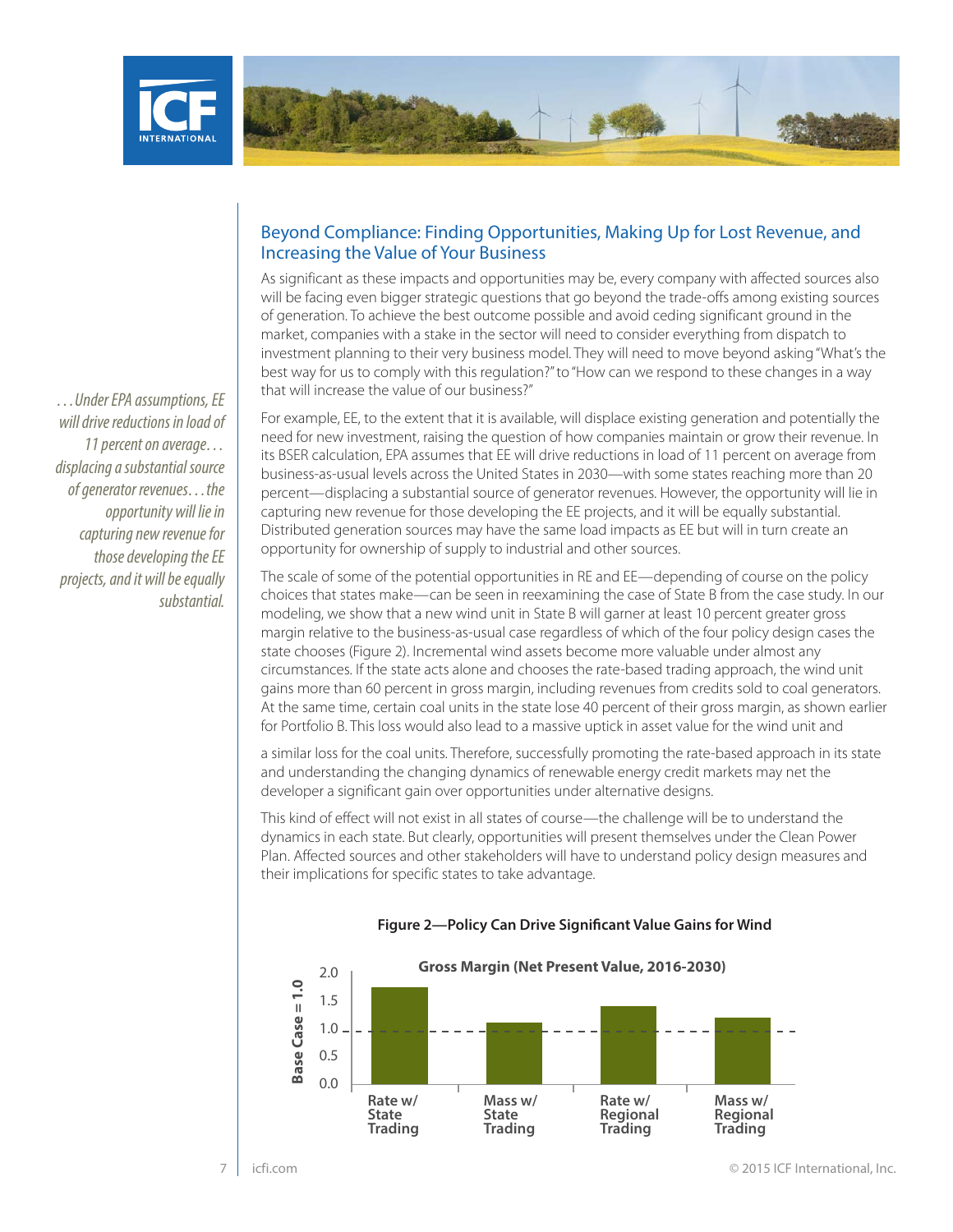## Beyond Compliance: Finding Opportunities, Making Up for Lost Revenue, and Increasing the Value of Your Business

As significant as these impacts and opportunities may be, every company with affected sources also will be facing even bigger strategic questions that go beyond the trade-offs among existing sources of generation. To achieve the best outcome possible and avoid ceding significant ground in the market, companies with a stake in the sector will need to consider everything from dispatch to investment planning to their very business model. They will need to move beyond asking "What's the best way for us to comply with this regulation?" to "How can we respond to these changes in a way that will increase the value of our business?"

*. . . Under EPA assumptions, EE will drive reductions in load of 11 percent on average. . . displacing a substantial source of generator revenues. . . the opportunity will lie in capturing new revenue for those developing the EE projects, and it will be equally substantial.*

For example, EE, to the extent that it is available, will displace existing generation and potentially the need for new investment, raising the question of how companies maintain or grow their revenue. In its BSER calculation, EPA assumes that EE will drive reductions in load of 11 percent on average from business-as-usual levels across the United States in 2030—with some states reaching more than 20 percent—displacing a substantial source of generator revenues. However, the opportunity will lie in capturing new revenue for those developing the EE projects, and it will be equally substantial. Distributed generation sources may have the same load impacts as EE but will in turn create an opportunity for ownership of supply to industrial and other sources.

The scale of some of the potential opportunities in RE and EE—depending of course on the policy choices that states make—can be seen in reexamining the case of State B from the case study. In our modeling, we show that a new wind unit in State B will garner at least 10 percent greater gross margin relative to the business-as-usual case regardless of which of the four policy design cases the state chooses (Figure 2). Incremental wind assets become more valuable under almost any circumstances. If the state acts alone and chooses the rate-based trading approach, the wind unit gains more than 60 percent in gross margin, including revenues from credits sold to coal generators. At the same time, certain coal units in the state lose 40 percent of their gross margin, as shown earlier for Portfolio B. This loss would also lead to a massive uptick in asset value for the wind unit and a similar loss for the coal units. Therefore, successfully promoting the rate-based approach in its state and understanding the changing dynamics of renewable energy credit markets may net the developer a significant gain over opportunities under alternative designs.

This kind of effect will not exist in all states of course—the challenge will be to understand the dynamics in each state. But clearly, opportunities will present themselves under the Clean Power Plan. Affected sources and other stakeholders will have to understand policy design measures and their implications for specific states to take advantage.

**Figure 2—Policy Can Drive Significant Value Gains for Wind**

**Gross Margin (Net Present Value, 2016-2030)**

| Policy Case | Gross Margin (Base Case = 1.0) |
|---|---|
| Rate w/ State Trading | ~1.7 |
| Mass w/ State Trading | ~1.1 |
| Rate w/ Regional Trading | ~1.4 |
| Mass w/ Regional Trading | ~1.2 |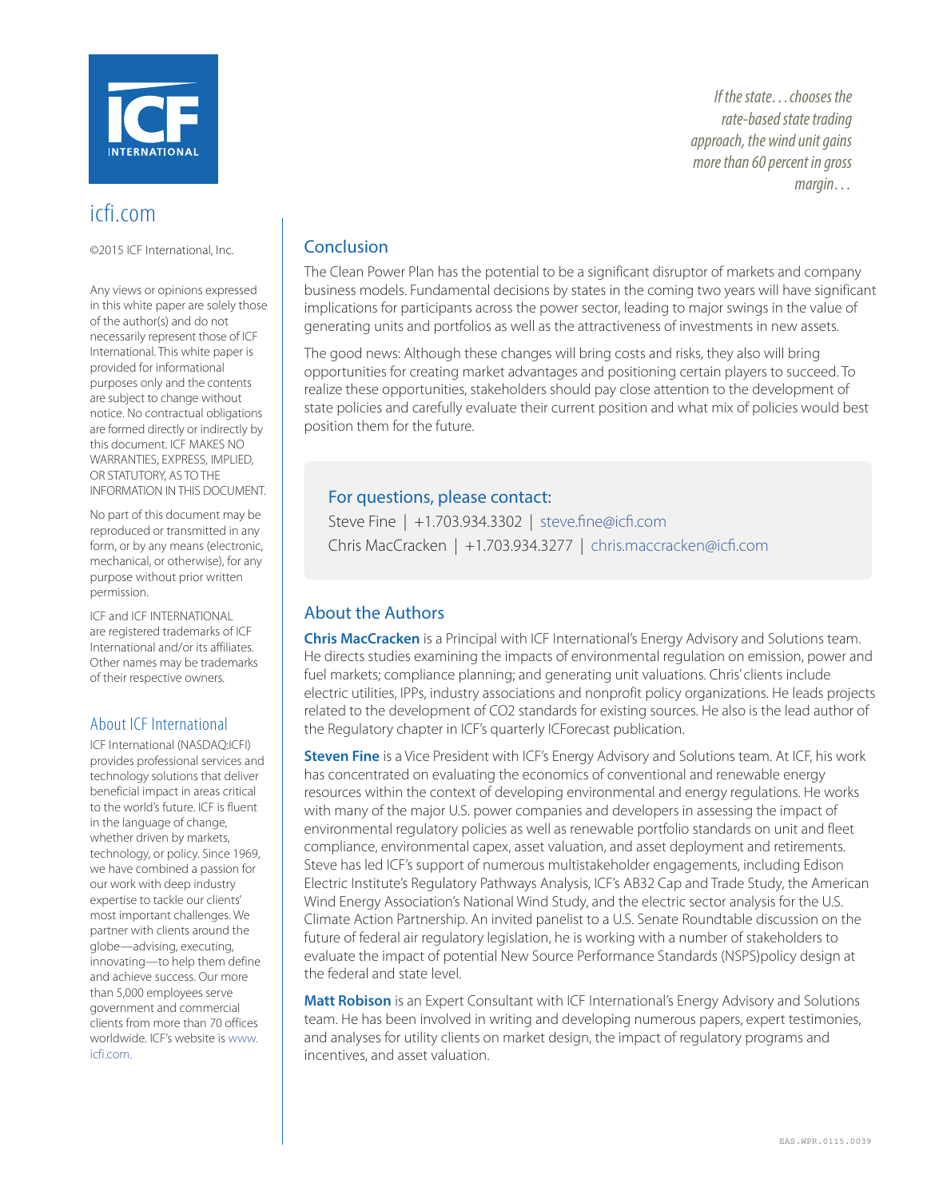*If the state…chooses the rate-based state trading approach, the wind unit gains more than 60 percent in gross margin…*

## Conclusion

The Clean Power Plan has the potential to be a significant disruptor of markets and company business models. Fundamental decisions by states in the coming two years will have significant implications for participants across the power sector, leading to major swings in the value of generating units and portfolios as well as the attractiveness of investments in new assets.

The good news: Although these changes will bring costs and risks, they also will bring opportunities for creating market advantages and positioning certain players to succeed. To realize these opportunities, stakeholders should pay close attention to the development of state policies and carefully evaluate their current position and what mix of policies would best position them for the future.

### For questions, please contact:

Steve Fine | +1.703.934.3302 | steve.fine@icfi.com
Chris MacCracken | +1.703.934.3277 | chris.maccracken@icfi.com

## About the Authors

**Chris MacCracken** is a Principal with ICF International's Energy Advisory and Solutions team. He directs studies examining the impacts of environmental regulation on emission, power and fuel markets; compliance planning; and generating unit valuations. Chris' clients include electric utilities, IPPs, industry associations and nonprofit policy organizations. He leads projects related to the development of CO2 standards for existing sources. He also is the lead author of the Regulatory chapter in ICF's quarterly ICForecast publication.

**Steven Fine** is a Vice President with ICF's Energy Advisory and Solutions team. At ICF, his work has concentrated on evaluating the economics of conventional and renewable energy resources within the context of developing environmental and energy regulations. He works with many of the major U.S. power companies and developers in assessing the impact of environmental regulatory policies as well as renewable portfolio standards on unit and fleet compliance, environmental capex, asset valuation, and asset deployment and retirements. Steve has led ICF's support of numerous multistakeholder engagements, including Edison Electric Institute's Regulatory Pathways Analysis, ICF's AB32 Cap and Trade Study, the American Wind Energy Association's National Wind Study, and the electric sector analysis for the U.S. Climate Action Partnership. An invited panelist to a U.S. Senate Roundtable discussion on the future of federal air regulatory legislation, he is working with a number of stakeholders to evaluate the impact of potential New Source Performance Standards (NSPS)policy design at the federal and state level.

**Matt Robison** is an Expert Consultant with ICF International's Energy Advisory and Solutions team. He has been involved in writing and developing numerous papers, expert testimonies, and analyses for utility clients on market design, the impact of regulatory programs and incentives, and asset valuation.

ICF INTERNATIONAL

icfi.com

©2015 ICF International, Inc.

Any views or opinions expressed in this white paper are solely those of the author(s) and do not necessarily represent those of ICF International. This white paper is provided for informational purposes only and the contents are subject to change without notice. No contractual obligations are formed directly or indirectly by this document. ICF MAKES NO WARRANTIES, EXPRESS, IMPLIED, OR STATUTORY, AS TO THE INFORMATION IN THIS DOCUMENT.

No part of this document may be reproduced or transmitted in any form, or by any means (electronic, mechanical, or otherwise), for any purpose without prior written permission.

ICF and ICF INTERNATIONAL are registered trademarks of ICF International and/or its affiliates. Other names may be trademarks of their respective owners.

### About ICF International

ICF International (NASDAQ:ICFI) provides professional services and technology solutions that deliver beneficial impact in areas critical to the world's future. ICF is fluent in the language of change, whether driven by markets, technology, or policy. Since 1969, we have combined a passion for our work with deep industry expertise to tackle our clients' most important challenges. We partner with clients around the globe—advising, executing, innovating—to help them define and achieve success. Our more than 5,000 employees serve government and commercial clients from more than 70 offices worldwide. ICF's website is www.icfi.com.

EAS.WPR.0115.0039